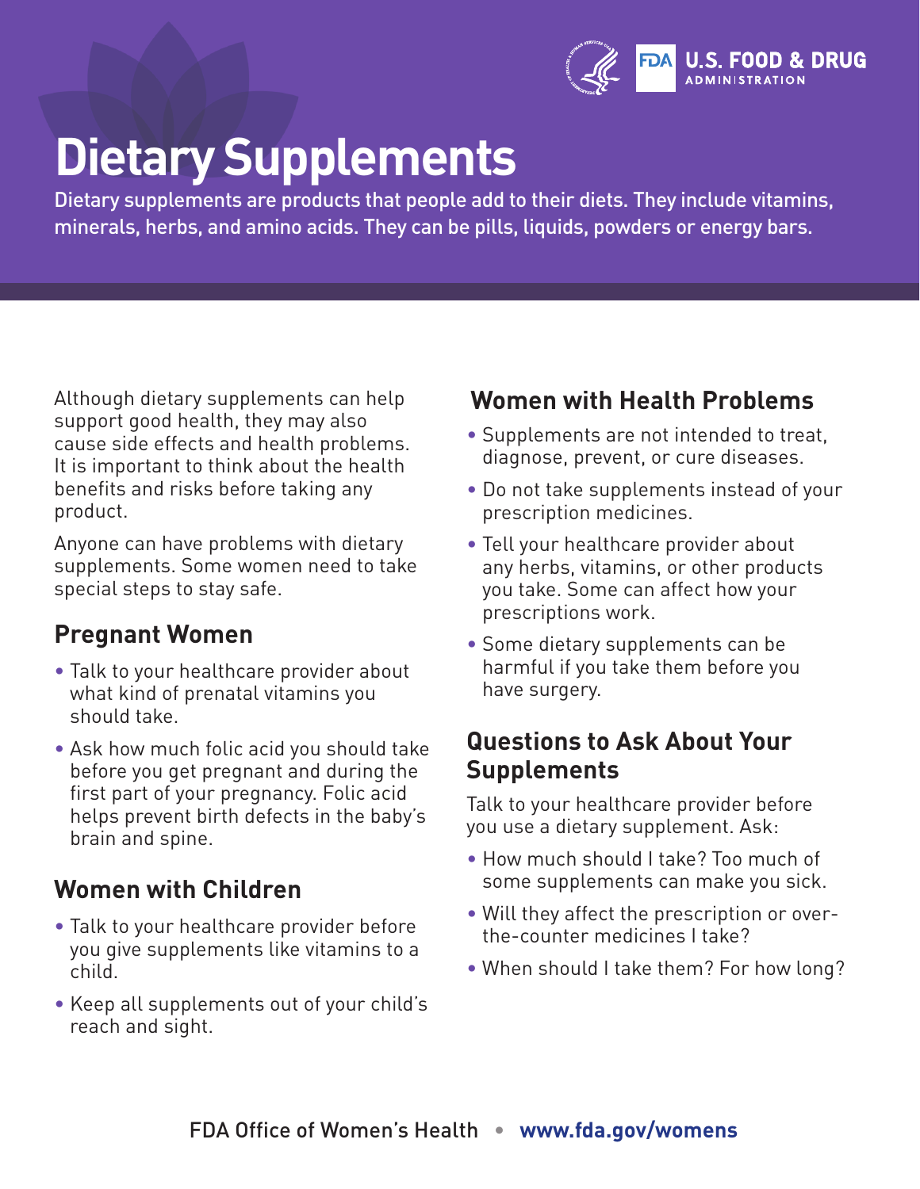U.S. FOOD & DRUG ADMINISTRATION

# Dietary Supplements

Dietary supplements are products that people add to their diets. They include vitamins, minerals, herbs, and amino acids. They can be pills, liquids, powders or energy bars.

Although dietary supplements can help support good health, they may also cause side effects and health problems. It is important to think about the health benefits and risks before taking any product.

Anyone can have problems with dietary supplements. Some women need to take special steps to stay safe.

## Pregnant Women

- Talk to your healthcare provider about what kind of prenatal vitamins you should take.
- Ask how much folic acid you should take before you get pregnant and during the first part of your pregnancy. Folic acid helps prevent birth defects in the baby's brain and spine.

## Women with Children

- Talk to your healthcare provider before you give supplements like vitamins to a child.
- Keep all supplements out of your child's reach and sight.

## Women with Health Problems

- Supplements are not intended to treat, diagnose, prevent, or cure diseases.
- Do not take supplements instead of your prescription medicines.
- Tell your healthcare provider about any herbs, vitamins, or other products you take. Some can affect how your prescriptions work.
- Some dietary supplements can be harmful if you take them before you have surgery.

## Questions to Ask About Your Supplements

Talk to your healthcare provider before you use a dietary supplement. Ask:

- How much should I take? Too much of some supplements can make you sick.
- Will they affect the prescription or over-the-counter medicines I take?
- When should I take them? For how long?

FDA Office of Women's Health • **www.fda.gov/womens**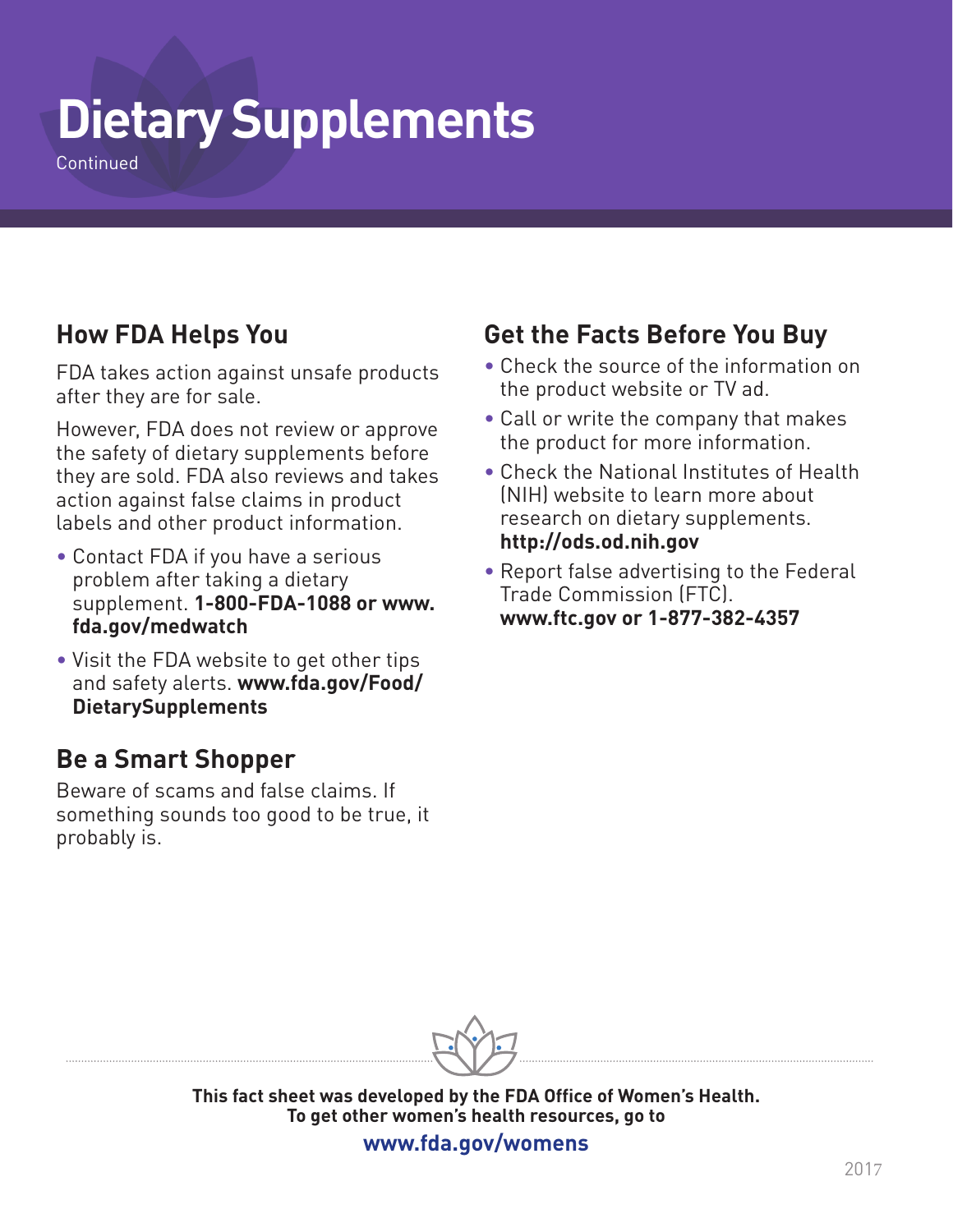# Dietary Supplements

Continued

## How FDA Helps You

FDA takes action against unsafe products after they are for sale.

However, FDA does not review or approve the safety of dietary supplements before they are sold. FDA also reviews and takes action against false claims in product labels and other product information.

- Contact FDA if you have a serious problem after taking a dietary supplement. **1-800-FDA-1088 or www.fda.gov/medwatch**
- Visit the FDA website to get other tips and safety alerts. **www.fda.gov/Food/DietarySupplements**

## Be a Smart Shopper

Beware of scams and false claims. If something sounds too good to be true, it probably is.

## Get the Facts Before You Buy

- Check the source of the information on the product website or TV ad.
- Call or write the company that makes the product for more information.
- Check the National Institutes of Health (NIH) website to learn more about research on dietary supplements. **http://ods.od.nih.gov**
- Report false advertising to the Federal Trade Commission (FTC). **www.ftc.gov or 1-877-382-4357**

**This fact sheet was developed by the FDA Office of Women's Health. To get other women's health resources, go to**

**www.fda.gov/womens**

2017